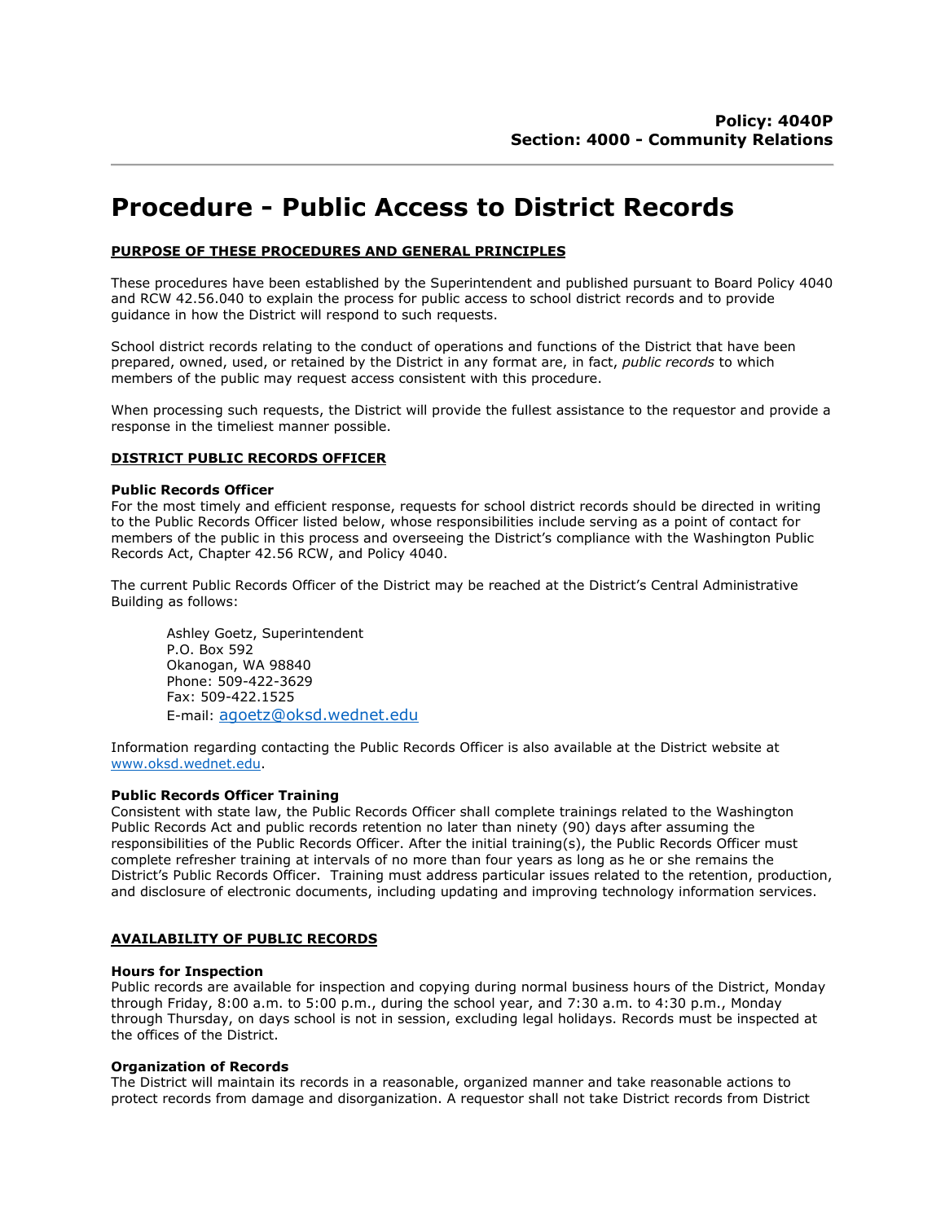**Policy: 4040P**
**Section: 4000 - Community Relations**

# Procedure - Public Access to District Records

## PURPOSE OF THESE PROCEDURES AND GENERAL PRINCIPLES

These procedures have been established by the Superintendent and published pursuant to Board Policy 4040 and RCW 42.56.040 to explain the process for public access to school district records and to provide guidance in how the District will respond to such requests.

School district records relating to the conduct of operations and functions of the District that have been prepared, owned, used, or retained by the District in any format are, in fact, *public records* to which members of the public may request access consistent with this procedure.

When processing such requests, the District will provide the fullest assistance to the requestor and provide a response in the timeliest manner possible.

## DISTRICT PUBLIC RECORDS OFFICER

**Public Records Officer**
For the most timely and efficient response, requests for school district records should be directed in writing to the Public Records Officer listed below, whose responsibilities include serving as a point of contact for members of the public in this process and overseeing the District's compliance with the Washington Public Records Act, Chapter 42.56 RCW, and Policy 4040.

The current Public Records Officer of the District may be reached at the District's Central Administrative Building as follows:

> Ashley Goetz, Superintendent
> P.O. Box 592
> Okanogan, WA 98840
> Phone: 509-422-3629
> Fax: 509-422.1525
> E-mail: agoetz@oksd.wednet.edu

Information regarding contacting the Public Records Officer is also available at the District website at www.oksd.wednet.edu.

**Public Records Officer Training**
Consistent with state law, the Public Records Officer shall complete trainings related to the Washington Public Records Act and public records retention no later than ninety (90) days after assuming the responsibilities of the Public Records Officer. After the initial training(s), the Public Records Officer must complete refresher training at intervals of no more than four years as long as he or she remains the District's Public Records Officer. Training must address particular issues related to the retention, production, and disclosure of electronic documents, including updating and improving technology information services.

## AVAILABILITY OF PUBLIC RECORDS

**Hours for Inspection**
Public records are available for inspection and copying during normal business hours of the District, Monday through Friday, 8:00 a.m. to 5:00 p.m., during the school year, and 7:30 a.m. to 4:30 p.m., Monday through Thursday, on days school is not in session, excluding legal holidays. Records must be inspected at the offices of the District.

**Organization of Records**
The District will maintain its records in a reasonable, organized manner and take reasonable actions to protect records from damage and disorganization. A requestor shall not take District records from District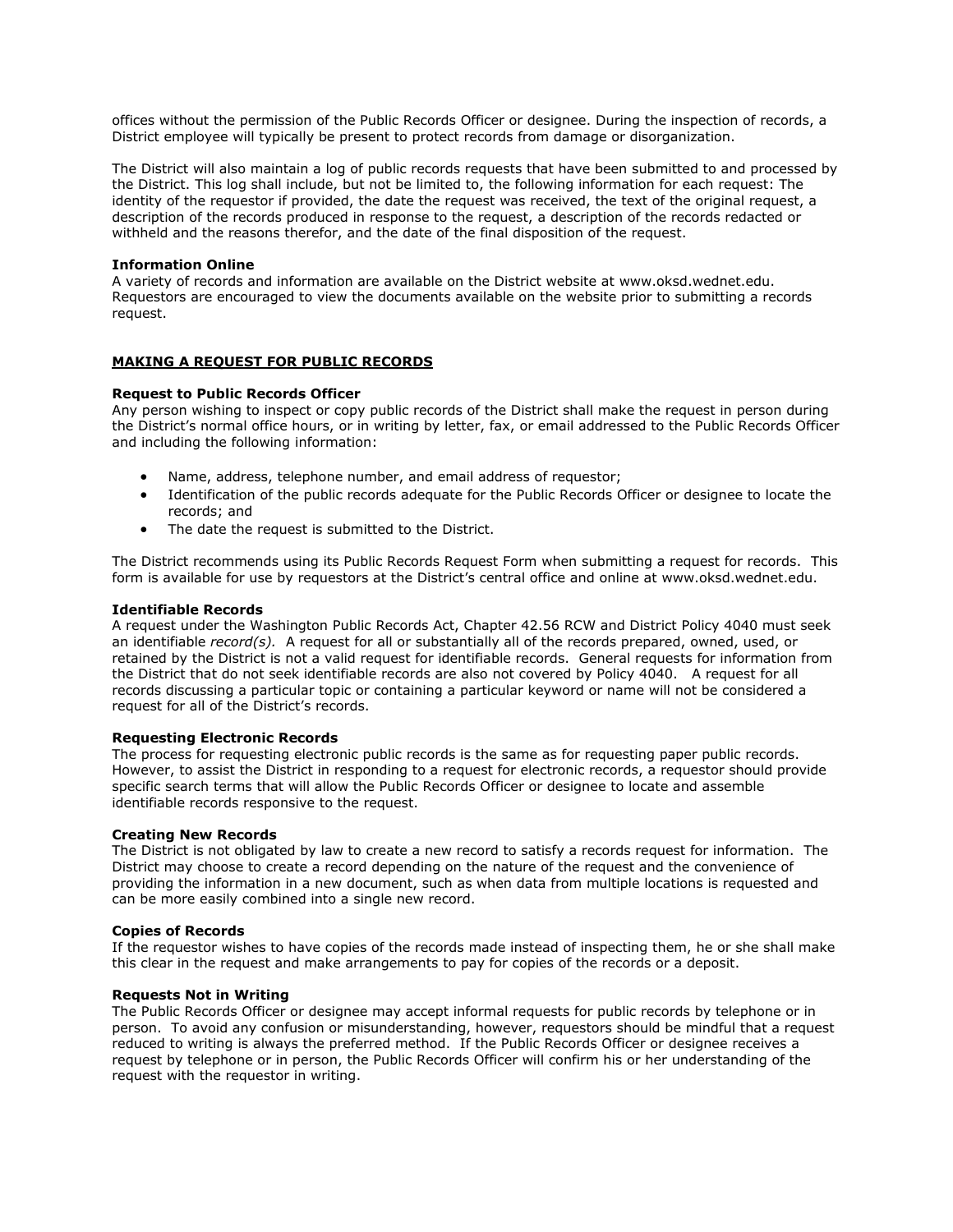offices without the permission of the Public Records Officer or designee. During the inspection of records, a District employee will typically be present to protect records from damage or disorganization.

The District will also maintain a log of public records requests that have been submitted to and processed by the District. This log shall include, but not be limited to, the following information for each request: The identity of the requestor if provided, the date the request was received, the text of the original request, a description of the records produced in response to the request, a description of the records redacted or withheld and the reasons therefor, and the date of the final disposition of the request.

**Information Online**

A variety of records and information are available on the District website at www.oksd.wednet.edu. Requestors are encouraged to view the documents available on the website prior to submitting a records request.

## MAKING A REQUEST FOR PUBLIC RECORDS

**Request to Public Records Officer**

Any person wishing to inspect or copy public records of the District shall make the request in person during the District's normal office hours, or in writing by letter, fax, or email addressed to the Public Records Officer and including the following information:

- Name, address, telephone number, and email address of requestor;
- Identification of the public records adequate for the Public Records Officer or designee to locate the records; and
- The date the request is submitted to the District.

The District recommends using its Public Records Request Form when submitting a request for records. This form is available for use by requestors at the District's central office and online at www.oksd.wednet.edu.

**Identifiable Records**

A request under the Washington Public Records Act, Chapter 42.56 RCW and District Policy 4040 must seek an identifiable *record(s).* A request for all or substantially all of the records prepared, owned, used, or retained by the District is not a valid request for identifiable records. General requests for information from the District that do not seek identifiable records are also not covered by Policy 4040. A request for all records discussing a particular topic or containing a particular keyword or name will not be considered a request for all of the District's records.

**Requesting Electronic Records**

The process for requesting electronic public records is the same as for requesting paper public records. However, to assist the District in responding to a request for electronic records, a requestor should provide specific search terms that will allow the Public Records Officer or designee to locate and assemble identifiable records responsive to the request.

**Creating New Records**

The District is not obligated by law to create a new record to satisfy a records request for information. The District may choose to create a record depending on the nature of the request and the convenience of providing the information in a new document, such as when data from multiple locations is requested and can be more easily combined into a single new record.

**Copies of Records**

If the requestor wishes to have copies of the records made instead of inspecting them, he or she shall make this clear in the request and make arrangements to pay for copies of the records or a deposit.

**Requests Not in Writing**

The Public Records Officer or designee may accept informal requests for public records by telephone or in person. To avoid any confusion or misunderstanding, however, requestors should be mindful that a request reduced to writing is always the preferred method. If the Public Records Officer or designee receives a request by telephone or in person, the Public Records Officer will confirm his or her understanding of the request with the requestor in writing.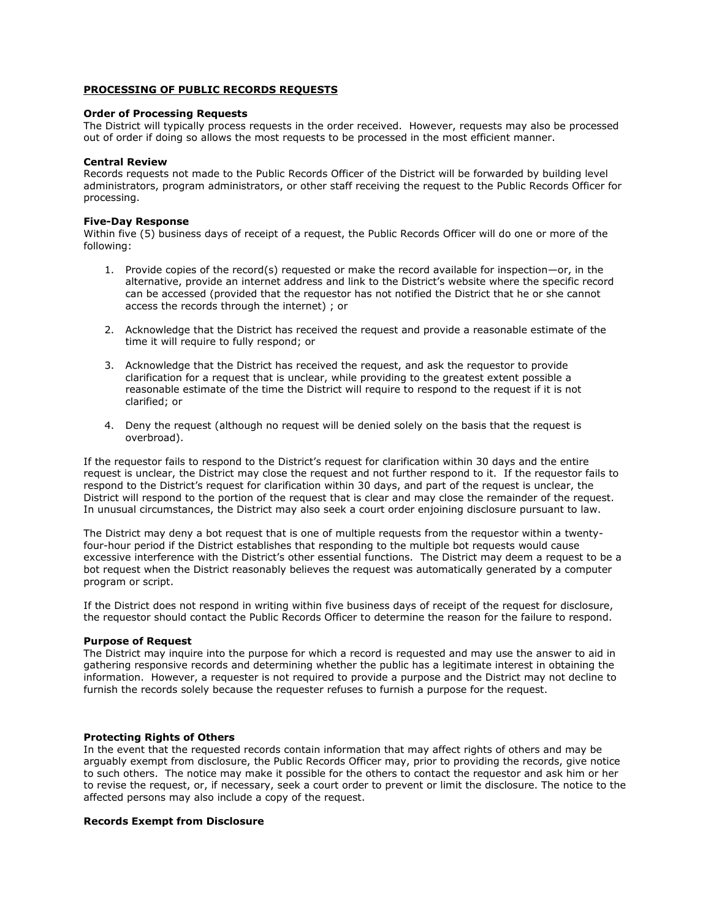## PROCESSING OF PUBLIC RECORDS REQUESTS

**Order of Processing Requests**
The District will typically process requests in the order received. However, requests may also be processed out of order if doing so allows the most requests to be processed in the most efficient manner.

**Central Review**
Records requests not made to the Public Records Officer of the District will be forwarded by building level administrators, program administrators, or other staff receiving the request to the Public Records Officer for processing.

**Five-Day Response**
Within five (5) business days of receipt of a request, the Public Records Officer will do one or more of the following:

1. Provide copies of the record(s) requested or make the record available for inspection—or, in the alternative, provide an internet address and link to the District's website where the specific record can be accessed (provided that the requestor has not notified the District that he or she cannot access the records through the internet) ; or

2. Acknowledge that the District has received the request and provide a reasonable estimate of the time it will require to fully respond; or

3. Acknowledge that the District has received the request, and ask the requestor to provide clarification for a request that is unclear, while providing to the greatest extent possible a reasonable estimate of the time the District will require to respond to the request if it is not clarified; or

4. Deny the request (although no request will be denied solely on the basis that the request is overbroad).

If the requestor fails to respond to the District's request for clarification within 30 days and the entire request is unclear, the District may close the request and not further respond to it. If the requestor fails to respond to the District's request for clarification within 30 days, and part of the request is unclear, the District will respond to the portion of the request that is clear and may close the remainder of the request. In unusual circumstances, the District may also seek a court order enjoining disclosure pursuant to law.

The District may deny a bot request that is one of multiple requests from the requestor within a twenty-four-hour period if the District establishes that responding to the multiple bot requests would cause excessive interference with the District's other essential functions. The District may deem a request to be a bot request when the District reasonably believes the request was automatically generated by a computer program or script.

If the District does not respond in writing within five business days of receipt of the request for disclosure, the requestor should contact the Public Records Officer to determine the reason for the failure to respond.

**Purpose of Request**
The District may inquire into the purpose for which a record is requested and may use the answer to aid in gathering responsive records and determining whether the public has a legitimate interest in obtaining the information. However, a requester is not required to provide a purpose and the District may not decline to furnish the records solely because the requester refuses to furnish a purpose for the request.

**Protecting Rights of Others**
In the event that the requested records contain information that may affect rights of others and may be arguably exempt from disclosure, the Public Records Officer may, prior to providing the records, give notice to such others. The notice may make it possible for the others to contact the requestor and ask him or her to revise the request, or, if necessary, seek a court order to prevent or limit the disclosure. The notice to the affected persons may also include a copy of the request.

**Records Exempt from Disclosure**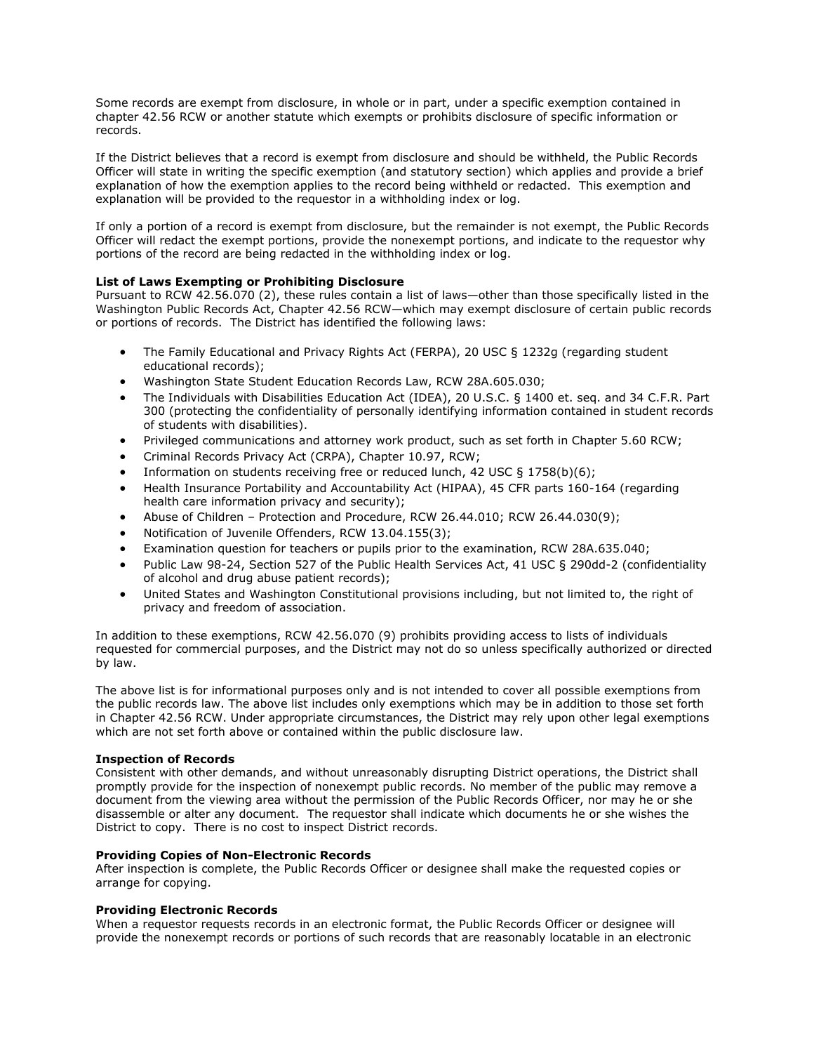Some records are exempt from disclosure, in whole or in part, under a specific exemption contained in chapter 42.56 RCW or another statute which exempts or prohibits disclosure of specific information or records.

If the District believes that a record is exempt from disclosure and should be withheld, the Public Records Officer will state in writing the specific exemption (and statutory section) which applies and provide a brief explanation of how the exemption applies to the record being withheld or redacted. This exemption and explanation will be provided to the requestor in a withholding index or log.

If only a portion of a record is exempt from disclosure, but the remainder is not exempt, the Public Records Officer will redact the exempt portions, provide the nonexempt portions, and indicate to the requestor why portions of the record are being redacted in the withholding index or log.

**List of Laws Exempting or Prohibiting Disclosure**
Pursuant to RCW 42.56.070 (2), these rules contain a list of laws—other than those specifically listed in the Washington Public Records Act, Chapter 42.56 RCW—which may exempt disclosure of certain public records or portions of records. The District has identified the following laws:

- The Family Educational and Privacy Rights Act (FERPA), 20 USC § 1232g (regarding student educational records);
- Washington State Student Education Records Law, RCW 28A.605.030;
- The Individuals with Disabilities Education Act (IDEA), 20 U.S.C. § 1400 et. seq. and 34 C.F.R. Part 300 (protecting the confidentiality of personally identifying information contained in student records of students with disabilities).
- Privileged communications and attorney work product, such as set forth in Chapter 5.60 RCW;
- Criminal Records Privacy Act (CRPA), Chapter 10.97, RCW;
- Information on students receiving free or reduced lunch, 42 USC § 1758(b)(6);
- Health Insurance Portability and Accountability Act (HIPAA), 45 CFR parts 160-164 (regarding health care information privacy and security);
- Abuse of Children – Protection and Procedure, RCW 26.44.010; RCW 26.44.030(9);
- Notification of Juvenile Offenders, RCW 13.04.155(3);
- Examination question for teachers or pupils prior to the examination, RCW 28A.635.040;
- Public Law 98-24, Section 527 of the Public Health Services Act, 41 USC § 290dd-2 (confidentiality of alcohol and drug abuse patient records);
- United States and Washington Constitutional provisions including, but not limited to, the right of privacy and freedom of association.

In addition to these exemptions, RCW 42.56.070 (9) prohibits providing access to lists of individuals requested for commercial purposes, and the District may not do so unless specifically authorized or directed by law.

The above list is for informational purposes only and is not intended to cover all possible exemptions from the public records law. The above list includes only exemptions which may be in addition to those set forth in Chapter 42.56 RCW. Under appropriate circumstances, the District may rely upon other legal exemptions which are not set forth above or contained within the public disclosure law.

**Inspection of Records**
Consistent with other demands, and without unreasonably disrupting District operations, the District shall promptly provide for the inspection of nonexempt public records. No member of the public may remove a document from the viewing area without the permission of the Public Records Officer, nor may he or she disassemble or alter any document. The requestor shall indicate which documents he or she wishes the District to copy. There is no cost to inspect District records.

**Providing Copies of Non-Electronic Records**
After inspection is complete, the Public Records Officer or designee shall make the requested copies or arrange for copying.

**Providing Electronic Records**
When a requestor requests records in an electronic format, the Public Records Officer or designee will provide the nonexempt records or portions of such records that are reasonably locatable in an electronic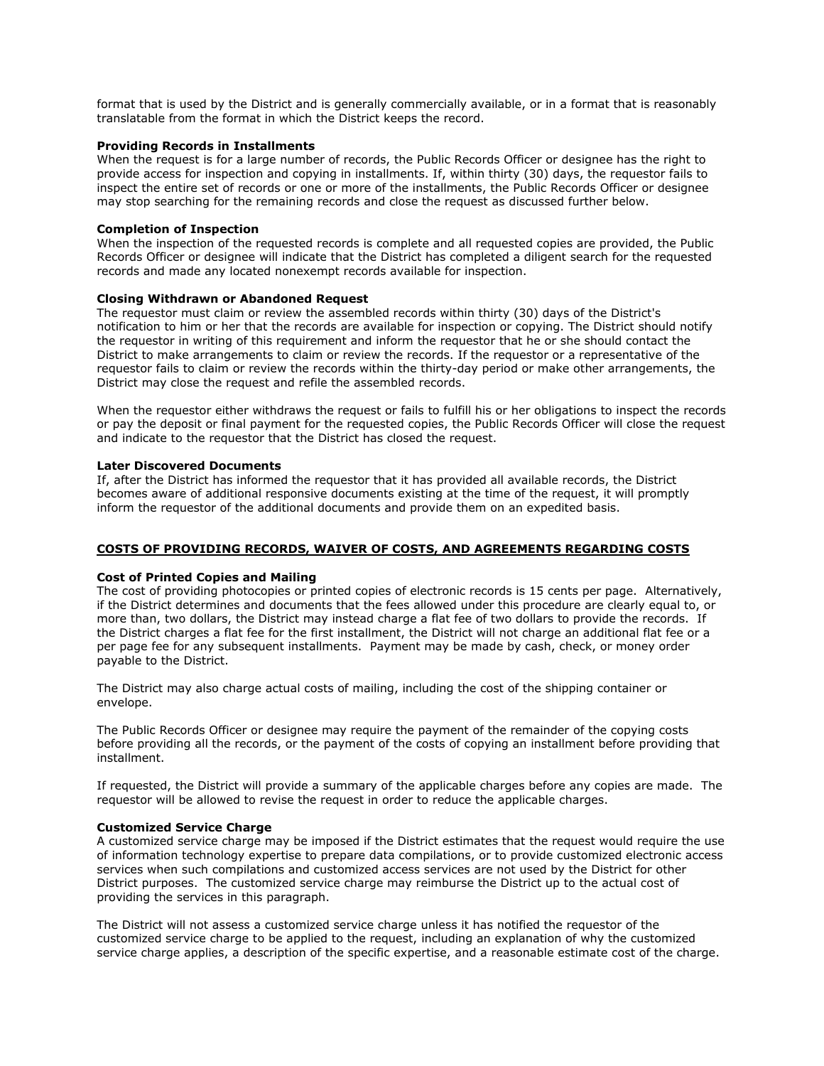format that is used by the District and is generally commercially available, or in a format that is reasonably translatable from the format in which the District keeps the record.

**Providing Records in Installments**
When the request is for a large number of records, the Public Records Officer or designee has the right to provide access for inspection and copying in installments. If, within thirty (30) days, the requestor fails to inspect the entire set of records or one or more of the installments, the Public Records Officer or designee may stop searching for the remaining records and close the request as discussed further below.

**Completion of Inspection**
When the inspection of the requested records is complete and all requested copies are provided, the Public Records Officer or designee will indicate that the District has completed a diligent search for the requested records and made any located nonexempt records available for inspection.

**Closing Withdrawn or Abandoned Request**
The requestor must claim or review the assembled records within thirty (30) days of the District's notification to him or her that the records are available for inspection or copying. The District should notify the requestor in writing of this requirement and inform the requestor that he or she should contact the District to make arrangements to claim or review the records. If the requestor or a representative of the requestor fails to claim or review the records within the thirty-day period or make other arrangements, the District may close the request and refile the assembled records.

When the requestor either withdraws the request or fails to fulfill his or her obligations to inspect the records or pay the deposit or final payment for the requested copies, the Public Records Officer will close the request and indicate to the requestor that the District has closed the request.

**Later Discovered Documents**
If, after the District has informed the requestor that it has provided all available records, the District becomes aware of additional responsive documents existing at the time of the request, it will promptly inform the requestor of the additional documents and provide them on an expedited basis.

## COSTS OF PROVIDING RECORDS, WAIVER OF COSTS, AND AGREEMENTS REGARDING COSTS

**Cost of Printed Copies and Mailing**
The cost of providing photocopies or printed copies of electronic records is 15 cents per page. Alternatively, if the District determines and documents that the fees allowed under this procedure are clearly equal to, or more than, two dollars, the District may instead charge a flat fee of two dollars to provide the records. If the District charges a flat fee for the first installment, the District will not charge an additional flat fee or a per page fee for any subsequent installments. Payment may be made by cash, check, or money order payable to the District.

The District may also charge actual costs of mailing, including the cost of the shipping container or envelope.

The Public Records Officer or designee may require the payment of the remainder of the copying costs before providing all the records, or the payment of the costs of copying an installment before providing that installment.

If requested, the District will provide a summary of the applicable charges before any copies are made. The requestor will be allowed to revise the request in order to reduce the applicable charges.

**Customized Service Charge**
A customized service charge may be imposed if the District estimates that the request would require the use of information technology expertise to prepare data compilations, or to provide customized electronic access services when such compilations and customized access services are not used by the District for other District purposes. The customized service charge may reimburse the District up to the actual cost of providing the services in this paragraph.

The District will not assess a customized service charge unless it has notified the requestor of the customized service charge to be applied to the request, including an explanation of why the customized service charge applies, a description of the specific expertise, and a reasonable estimate cost of the charge.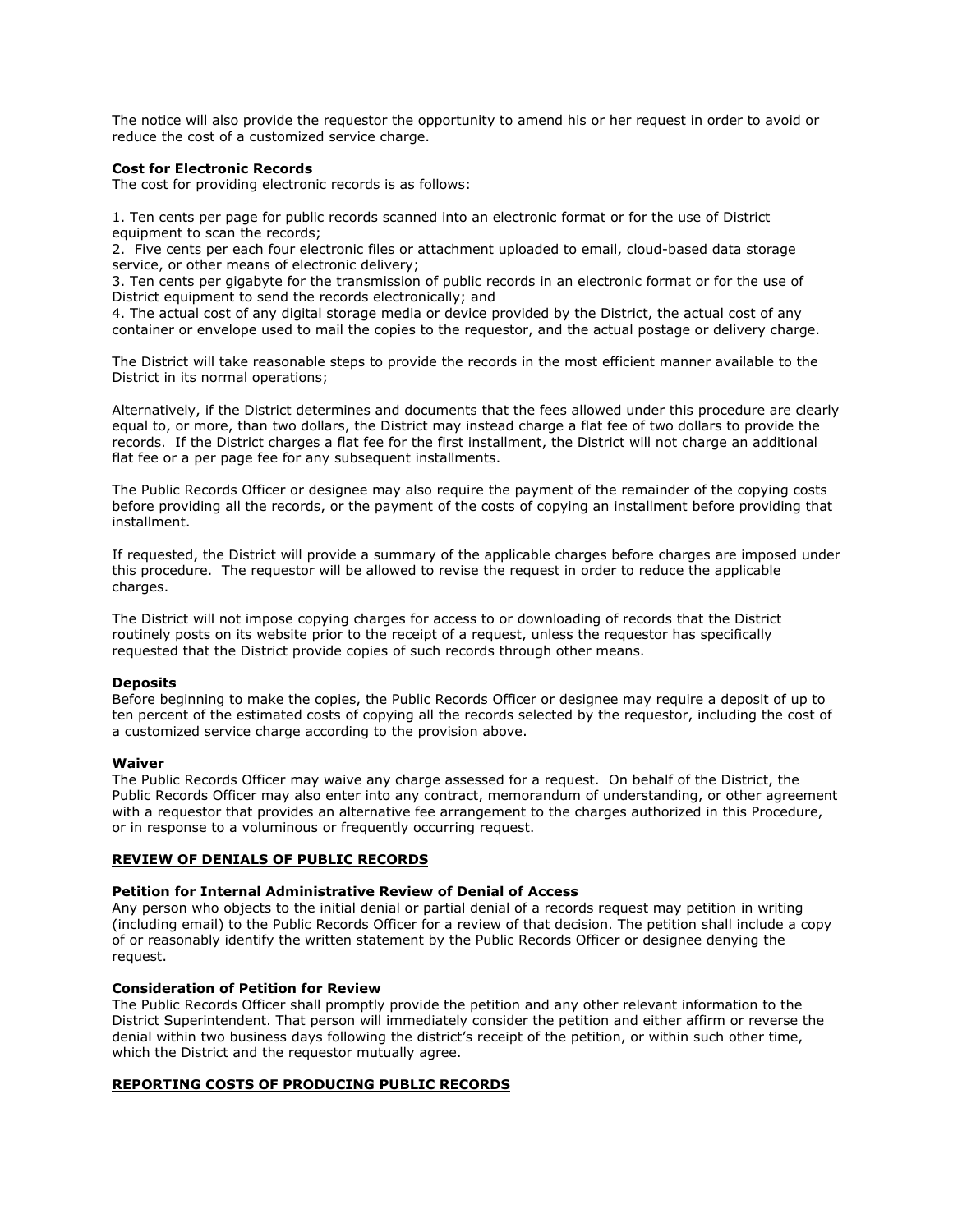The notice will also provide the requestor the opportunity to amend his or her request in order to avoid or reduce the cost of a customized service charge.

**Cost for Electronic Records**
The cost for providing electronic records is as follows:

1. Ten cents per page for public records scanned into an electronic format or for the use of District equipment to scan the records;
2. Five cents per each four electronic files or attachment uploaded to email, cloud-based data storage service, or other means of electronic delivery;
3. Ten cents per gigabyte for the transmission of public records in an electronic format or for the use of District equipment to send the records electronically; and
4. The actual cost of any digital storage media or device provided by the District, the actual cost of any container or envelope used to mail the copies to the requestor, and the actual postage or delivery charge.

The District will take reasonable steps to provide the records in the most efficient manner available to the District in its normal operations;

Alternatively, if the District determines and documents that the fees allowed under this procedure are clearly equal to, or more, than two dollars, the District may instead charge a flat fee of two dollars to provide the records. If the District charges a flat fee for the first installment, the District will not charge an additional flat fee or a per page fee for any subsequent installments.

The Public Records Officer or designee may also require the payment of the remainder of the copying costs before providing all the records, or the payment of the costs of copying an installment before providing that installment.

If requested, the District will provide a summary of the applicable charges before charges are imposed under this procedure. The requestor will be allowed to revise the request in order to reduce the applicable charges.

The District will not impose copying charges for access to or downloading of records that the District routinely posts on its website prior to the receipt of a request, unless the requestor has specifically requested that the District provide copies of such records through other means.

**Deposits**
Before beginning to make the copies, the Public Records Officer or designee may require a deposit of up to ten percent of the estimated costs of copying all the records selected by the requestor, including the cost of a customized service charge according to the provision above.

**Waiver**
The Public Records Officer may waive any charge assessed for a request. On behalf of the District, the Public Records Officer may also enter into any contract, memorandum of understanding, or other agreement with a requestor that provides an alternative fee arrangement to the charges authorized in this Procedure, or in response to a voluminous or frequently occurring request.

## REVIEW OF DENIALS OF PUBLIC RECORDS

**Petition for Internal Administrative Review of Denial of Access**
Any person who objects to the initial denial or partial denial of a records request may petition in writing (including email) to the Public Records Officer for a review of that decision. The petition shall include a copy of or reasonably identify the written statement by the Public Records Officer or designee denying the request.

**Consideration of Petition for Review**
The Public Records Officer shall promptly provide the petition and any other relevant information to the District Superintendent. That person will immediately consider the petition and either affirm or reverse the denial within two business days following the district's receipt of the petition, or within such other time, which the District and the requestor mutually agree.

## REPORTING COSTS OF PRODUCING PUBLIC RECORDS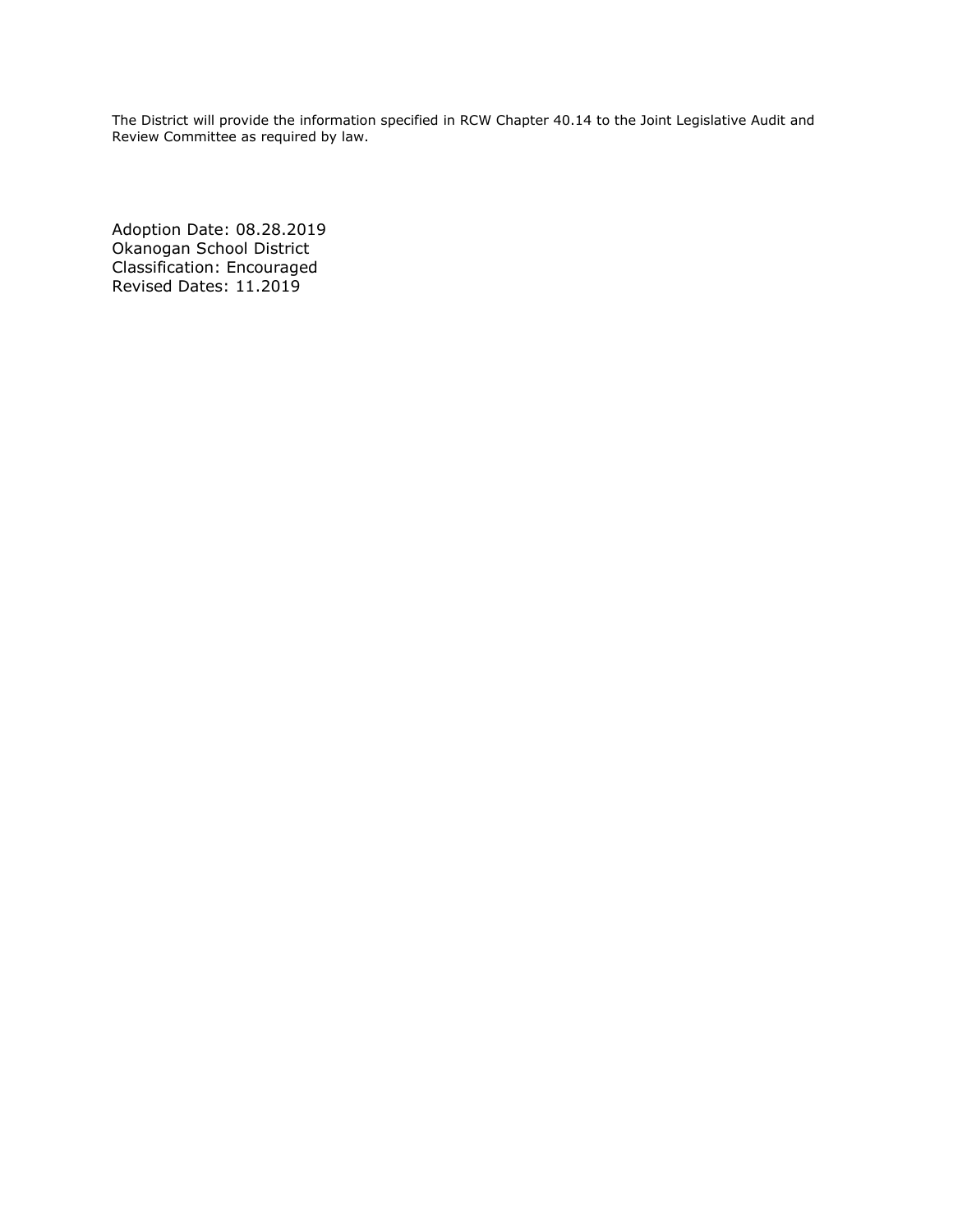The District will provide the information specified in RCW Chapter 40.14 to the Joint Legislative Audit and Review Committee as required by law.

Adoption Date: 08.28.2019
Okanogan School District
Classification: Encouraged
Revised Dates: 11.2019